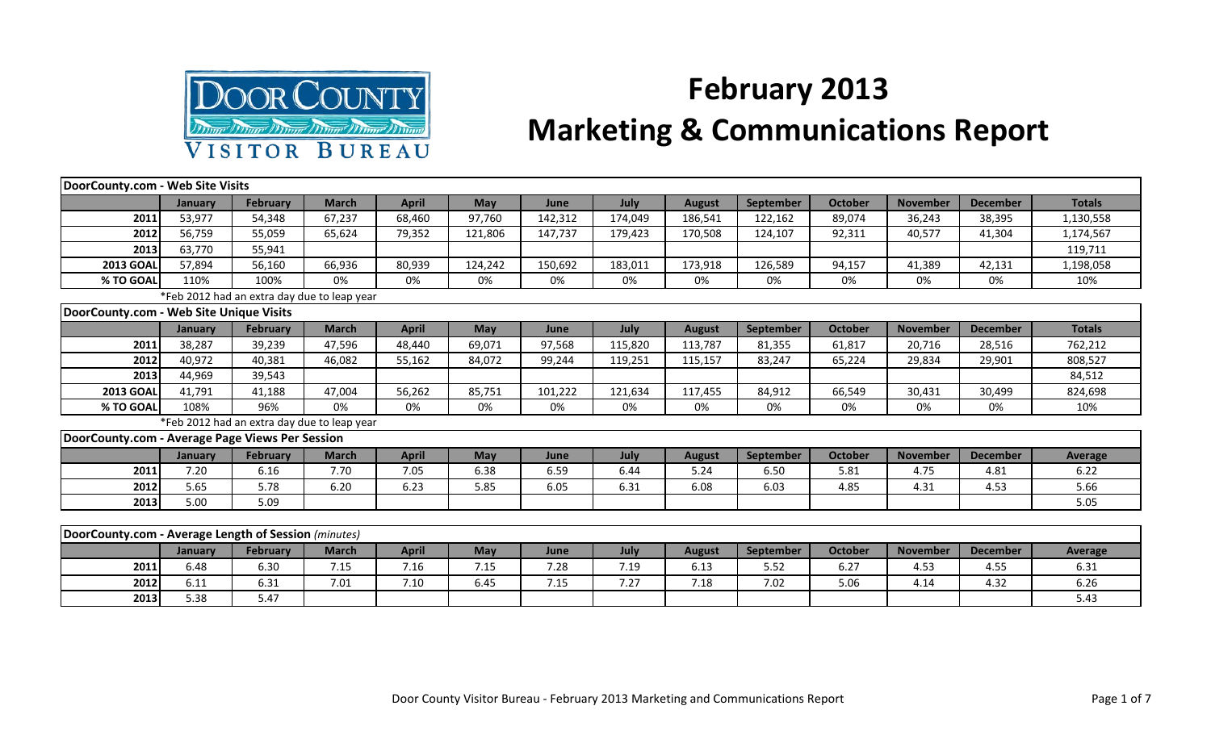# February 2013
# Marketing & Communications Report

| DoorCounty.com - Web Site Visits | | | | | | | | | | | | | |
|---|---|---|---|---|---|---|---|---|---|---|---|---|---|
| | **January** | **February** | **March** | **April** | **May** | **June** | **July** | **August** | **September** | **October** | **November** | **December** | **Totals** |
| **2011** | 53,977 | 54,348 | 67,237 | 68,460 | 97,760 | 142,312 | 174,049 | 186,541 | 122,162 | 89,074 | 36,243 | 38,395 | 1,130,558 |
| **2012** | 56,759 | 55,059 | 65,624 | 79,352 | 121,806 | 147,737 | 179,423 | 170,508 | 124,107 | 92,311 | 40,577 | 41,304 | 1,174,567 |
| **2013** | 63,770 | 55,941 | | | | | | | | | | | 119,711 |
| **2013 GOAL** | 57,894 | 56,160 | 66,936 | 80,939 | 124,242 | 150,692 | 183,011 | 173,918 | 126,589 | 94,157 | 41,389 | 42,131 | 1,198,058 |
| **% TO GOAL** | 110% | 100% | 0% | 0% | 0% | 0% | 0% | 0% | 0% | 0% | 0% | 0% | 10% |

*Feb 2012 had an extra day due to leap year

| DoorCounty.com - Web Site Unique Visits | | | | | | | | | | | | | |
|---|---|---|---|---|---|---|---|---|---|---|---|---|---|
| | **January** | **February** | **March** | **April** | **May** | **June** | **July** | **August** | **September** | **October** | **November** | **December** | **Totals** |
| **2011** | 38,287 | 39,239 | 47,596 | 48,440 | 69,071 | 97,568 | 115,820 | 113,787 | 81,355 | 61,817 | 20,716 | 28,516 | 762,212 |
| **2012** | 40,972 | 40,381 | 46,082 | 55,162 | 84,072 | 99,244 | 119,251 | 115,157 | 83,247 | 65,224 | 29,834 | 29,901 | 808,527 |
| **2013** | 44,969 | 39,543 | | | | | | | | | | | 84,512 |
| **2013 GOAL** | 41,791 | 41,188 | 47,004 | 56,262 | 85,751 | 101,222 | 121,634 | 117,455 | 84,912 | 66,549 | 30,431 | 30,499 | 824,698 |
| **% TO GOAL** | 108% | 96% | 0% | 0% | 0% | 0% | 0% | 0% | 0% | 0% | 0% | 0% | 10% |

*Feb 2012 had an extra day due to leap year

| DoorCounty.com - Average Page Views Per Session | | | | | | | | | | | | | |
|---|---|---|---|---|---|---|---|---|---|---|---|---|---|
| | **January** | **February** | **March** | **April** | **May** | **June** | **July** | **August** | **September** | **October** | **November** | **December** | **Average** |
| **2011** | 7.20 | 6.16 | 7.70 | 7.05 | 6.38 | 6.59 | 6.44 | 5.24 | 6.50 | 5.81 | 4.75 | 4.81 | 6.22 |
| **2012** | 5.65 | 5.78 | 6.20 | 6.23 | 5.85 | 6.05 | 6.31 | 6.08 | 6.03 | 4.85 | 4.31 | 4.53 | 5.66 |
| **2013** | 5.00 | 5.09 | | | | | | | | | | | 5.05 |

| DoorCounty.com - Average Length of Session *(minutes)* | | | | | | | | | | | | | |
|---|---|---|---|---|---|---|---|---|---|---|---|---|---|
| | **January** | **February** | **March** | **April** | **May** | **June** | **July** | **August** | **September** | **October** | **November** | **December** | **Average** |
| **2011** | 6.48 | 6.30 | 7.15 | 7.16 | 7.15 | 7.28 | 7.19 | 6.13 | 5.52 | 6.27 | 4.53 | 4.55 | 6.31 |
| **2012** | 6.11 | 6.31 | 7.01 | 7.10 | 6.45 | 7.15 | 7.27 | 7.18 | 7.02 | 5.06 | 4.14 | 4.32 | 6.26 |
| **2013** | 5.38 | 5.47 | | | | | | | | | | | 5.43 |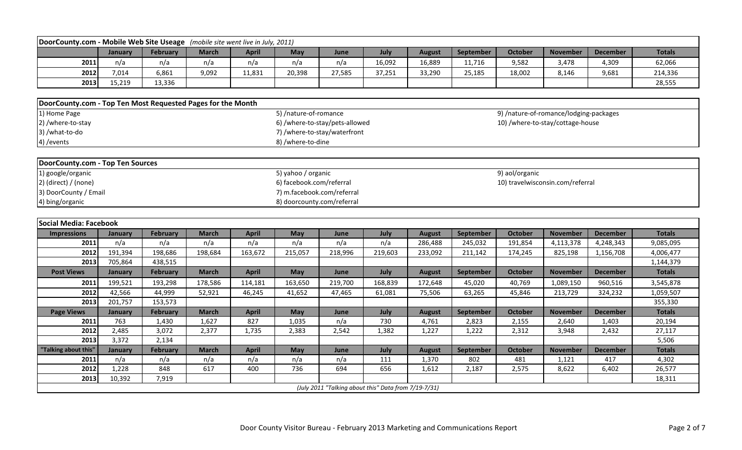## DoorCounty.com - Mobile Web Site Useage *(mobile site went live in July, 2011)*

| | January | February | March | April | May | June | July | August | September | October | November | December | Totals |
|---|---|---|---|---|---|---|---|---|---|---|---|---|---|
| 2011 | n/a | n/a | n/a | n/a | n/a | n/a | 16,092 | 16,889 | 11,716 | 9,582 | 3,478 | 4,309 | 62,066 |
| 2012 | 7,014 | 6,861 | 9,092 | 11,831 | 20,398 | 27,585 | 37,251 | 33,290 | 25,185 | 18,002 | 8,146 | 9,681 | 214,336 |
| 2013 | 15,219 | 13,336 | | | | | | | | | | | 28,555 |

## DoorCounty.com - Top Ten Most Requested Pages for the Month

1) Home Page
2) /where-to-stay
3) /what-to-do
4) /events
5) /nature-of-romance
6) /where-to-stay/pets-allowed
7) /where-to-stay/waterfront
8) /where-to-dine
9) /nature-of-romance/lodging-packages
10) /where-to-stay/cottage-house

## DoorCounty.com - Top Ten Sources

1) google/organic
2) (direct) / (none)
3) DoorCounty / Email
4) bing/organic
5) yahoo / organic
6) facebook.com/referral
7) m.facebook.com/referral
8) doorcounty.com/referral
9) aol/organic
10) travelwisconsin.com/referral

## Social Media: Facebook

| Impressions | January | February | March | April | May | June | July | August | September | October | November | December | Totals |
|---|---|---|---|---|---|---|---|---|---|---|---|---|---|
| 2011 | n/a | n/a | n/a | n/a | n/a | n/a | n/a | 286,488 | 245,032 | 191,854 | 4,113,378 | 4,248,343 | 9,085,095 |
| 2012 | 191,394 | 198,686 | 198,684 | 163,672 | 215,057 | 218,996 | 219,603 | 233,092 | 211,142 | 174,245 | 825,198 | 1,156,708 | 4,006,477 |
| 2013 | 705,864 | 438,515 | | | | | | | | | | | 1,144,379 |
| **Post Views** | **January** | **February** | **March** | **April** | **May** | **June** | **July** | **August** | **September** | **October** | **November** | **December** | **Totals** |
| 2011 | 199,521 | 193,298 | 178,586 | 114,181 | 163,650 | 219,700 | 168,839 | 172,648 | 45,020 | 40,769 | 1,089,150 | 960,516 | 3,545,878 |
| 2012 | 42,566 | 44,999 | 52,921 | 46,245 | 41,652 | 47,465 | 61,081 | 75,506 | 63,265 | 45,846 | 213,729 | 324,232 | 1,059,507 |
| 2013 | 201,757 | 153,573 | | | | | | | | | | | 355,330 |
| **Page Views** | **January** | **February** | **March** | **April** | **May** | **June** | **July** | **August** | **September** | **October** | **November** | **December** | **Totals** |
| 2011 | 763 | 1,430 | 1,627 | 827 | 1,035 | n/a | 730 | 4,761 | 2,823 | 2,155 | 2,640 | 1,403 | 20,194 |
| 2012 | 2,485 | 3,072 | 2,377 | 1,735 | 2,383 | 2,542 | 1,382 | 1,227 | 1,222 | 2,312 | 3,948 | 2,432 | 27,117 |
| 2013 | 3,372 | 2,134 | | | | | | | | | | | 5,506 |
| **"Talking about this"** | **January** | **February** | **March** | **April** | **May** | **June** | **July** | **August** | **September** | **October** | **November** | **December** | **Totals** |
| 2011 | n/a | n/a | n/a | n/a | n/a | n/a | 111 | 1,370 | 802 | 481 | 1,121 | 417 | 4,302 |
| 2012 | 1,228 | 848 | 617 | 400 | 736 | 694 | 656 | 1,612 | 2,187 | 2,575 | 8,622 | 6,402 | 26,577 |
| 2013 | 10,392 | 7,919 | | | | | | | | | | | 18,311 |

*(July 2011 "Talking about this" Data from 7/19-7/31)*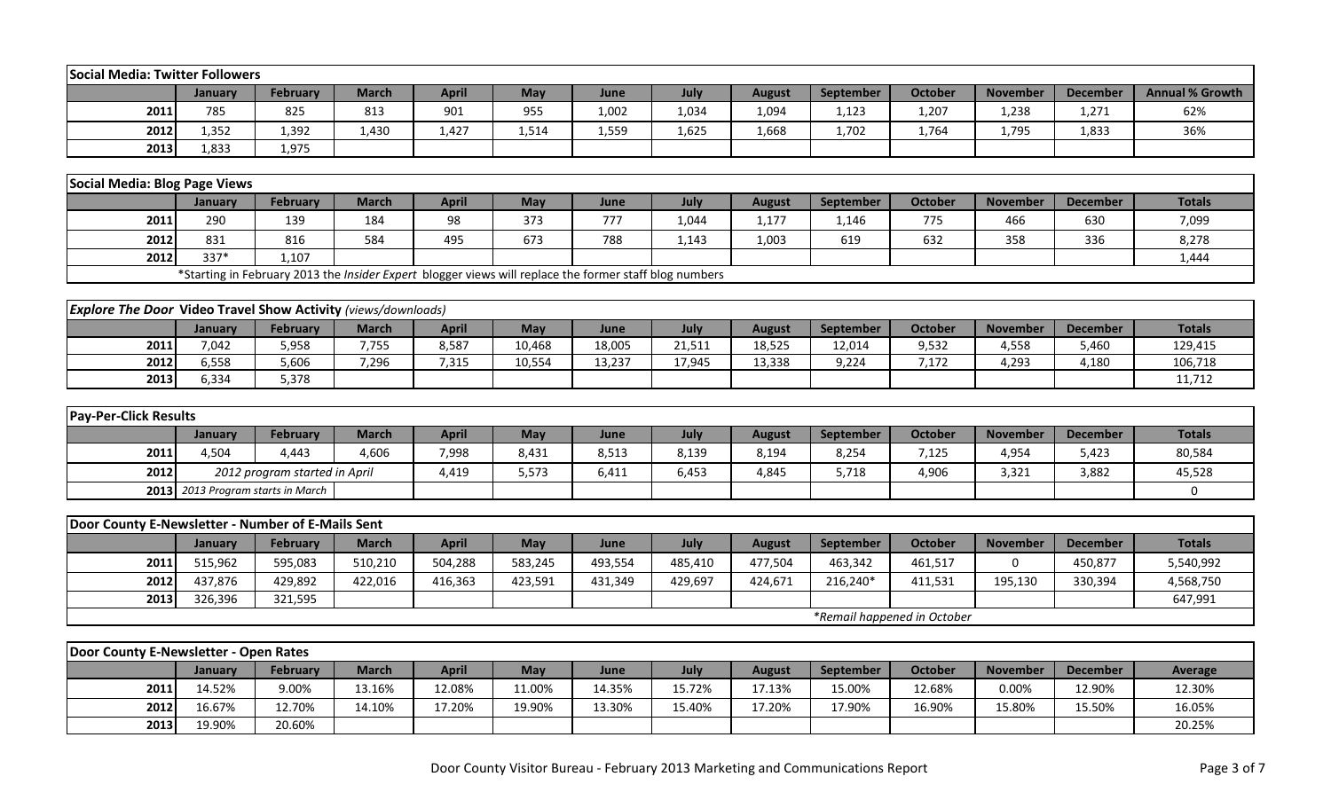| Social Media: Twitter Followers | | | | | | | | | | | | | |
|---|---|---|---|---|---|---|---|---|---|---|---|---|---|
| | January | February | March | April | May | June | July | August | September | October | November | December | Annual % Growth |
| 2011 | 785 | 825 | 813 | 901 | 955 | 1,002 | 1,034 | 1,094 | 1,123 | 1,207 | 1,238 | 1,271 | 62% |
| 2012 | 1,352 | 1,392 | 1,430 | 1,427 | 1,514 | 1,559 | 1,625 | 1,668 | 1,702 | 1,764 | 1,795 | 1,833 | 36% |
| 2013 | 1,833 | 1,975 | | | | | | | | | | | |

| Social Media: Blog Page Views | | | | | | | | | | | | | |
|---|---|---|---|---|---|---|---|---|---|---|---|---|---|
| | January | February | March | April | May | June | July | August | September | October | November | December | Totals |
| 2011 | 290 | 139 | 184 | 98 | 373 | 777 | 1,044 | 1,177 | 1,146 | 775 | 466 | 630 | 7,099 |
| 2012 | 831 | 816 | 584 | 495 | 673 | 788 | 1,143 | 1,003 | 619 | 632 | 358 | 336 | 8,278 |
| 2012 | 337* | 1,107 | | | | | | | | | | | 1,444 |
| | *Starting in February 2013 the *Insider Expert* blogger views will replace the former staff blog numbers | | | | | | | | | | | | |

| *Explore The Door* Video Travel Show Activity *(views/downloads)* | | | | | | | | | | | | | |
|---|---|---|---|---|---|---|---|---|---|---|---|---|---|
| | January | February | March | April | May | June | July | August | September | October | November | December | Totals |
| 2011 | 7,042 | 5,958 | 7,755 | 8,587 | 10,468 | 18,005 | 21,511 | 18,525 | 12,014 | 9,532 | 4,558 | 5,460 | 129,415 |
| 2012 | 6,558 | 5,606 | 7,296 | 7,315 | 10,554 | 13,237 | 17,945 | 13,338 | 9,224 | 7,172 | 4,293 | 4,180 | 106,718 |
| 2013 | 6,334 | 5,378 | | | | | | | | | | | 11,712 |

| Pay-Per-Click Results | | | | | | | | | | | | | |
|---|---|---|---|---|---|---|---|---|---|---|---|---|---|
| | January | February | March | April | May | June | July | August | September | October | November | December | Totals |
| 2011 | 4,504 | 4,443 | 4,606 | 7,998 | 8,431 | 8,513 | 8,139 | 8,194 | 8,254 | 7,125 | 4,954 | 5,423 | 80,584 |
| 2012 | *2012 program started in April* | | | 4,419 | 5,573 | 6,411 | 6,453 | 4,845 | 5,718 | 4,906 | 3,321 | 3,882 | 45,528 |
| 2013 | *2013 Program starts in March* | | | | | | | | | | | | 0 |

| Door County E-Newsletter - Number of E-Mails Sent | | | | | | | | | | | | | |
|---|---|---|---|---|---|---|---|---|---|---|---|---|---|
| | January | February | March | April | May | June | July | August | September | October | November | December | Totals |
| 2011 | 515,962 | 595,083 | 510,210 | 504,288 | 583,245 | 493,554 | 485,410 | 477,504 | 463,342 | 461,517 | 0 | 450,877 | 5,540,992 |
| 2012 | 437,876 | 429,892 | 422,016 | 416,363 | 423,591 | 431,349 | 429,697 | 424,671 | 216,240* | 411,531 | 195,130 | 330,394 | 4,568,750 |
| 2013 | 326,396 | 321,595 | | | | | | | | | | | 647,991 |
| | | | | | | | | | *Remail happened in October* | | | | |

| Door County E-Newsletter - Open Rates | | | | | | | | | | | | | |
|---|---|---|---|---|---|---|---|---|---|---|---|---|---|
| | January | February | March | April | May | June | July | August | September | October | November | December | Average |
| 2011 | 14.52% | 9.00% | 13.16% | 12.08% | 11.00% | 14.35% | 15.72% | 17.13% | 15.00% | 12.68% | 0.00% | 12.90% | 12.30% |
| 2012 | 16.67% | 12.70% | 14.10% | 17.20% | 19.90% | 13.30% | 15.40% | 17.20% | 17.90% | 16.90% | 15.80% | 15.50% | 16.05% |
| 2013 | 19.90% | 20.60% | | | | | | | | | | | 20.25% |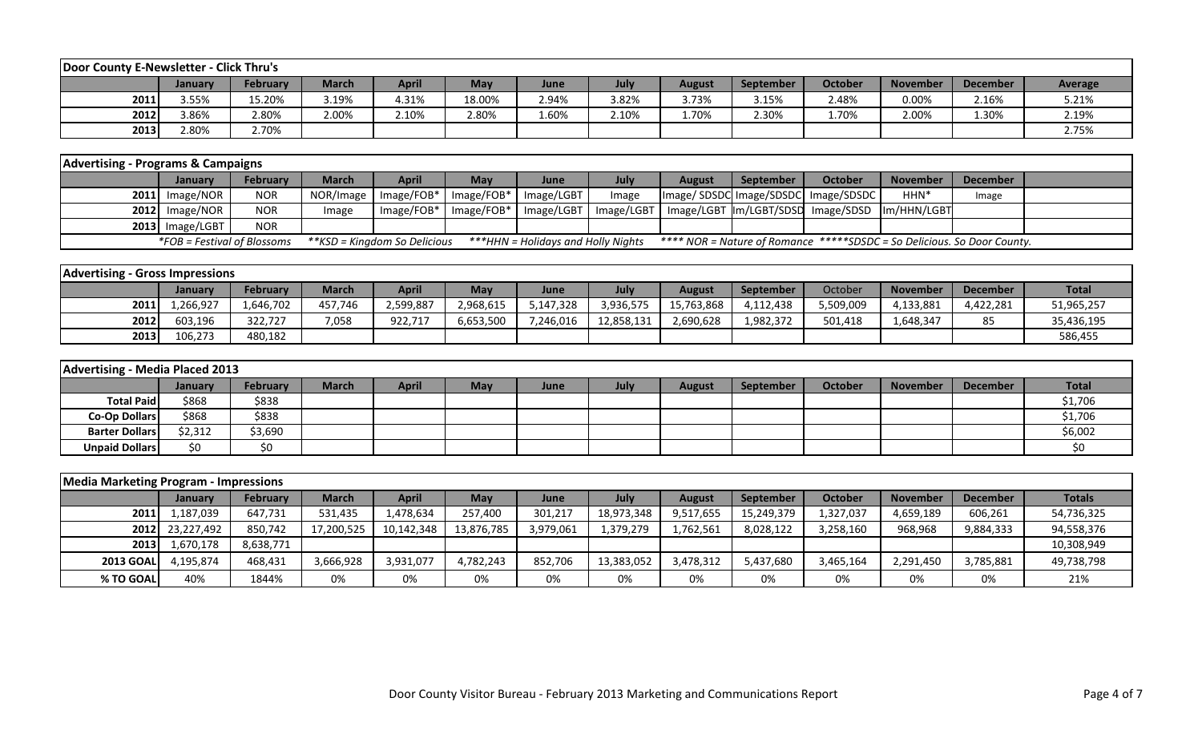| Door County E-Newsletter - Click Thru's | | | | | | | | | | | | | |
|---|---|---|---|---|---|---|---|---|---|---|---|---|---|
| | January | February | March | April | May | June | July | August | September | October | November | December | Average |
| 2011 | 3.55% | 15.20% | 3.19% | 4.31% | 18.00% | 2.94% | 3.82% | 3.73% | 3.15% | 2.48% | 0.00% | 2.16% | 5.21% |
| 2012 | 3.86% | 2.80% | 2.00% | 2.10% | 2.80% | 1.60% | 2.10% | 1.70% | 2.30% | 1.70% | 2.00% | 1.30% | 2.19% |
| 2013 | 2.80% | 2.70% | | | | | | | | | | | 2.75% |

| Advertising - Programs & Campaigns | | | | | | | | | | | | | |
|---|---|---|---|---|---|---|---|---|---|---|---|---|---|
| | January | February | March | April | May | June | July | August | September | October | November | December | |
| 2011 | Image/NOR | NOR | NOR/Image | Image/FOB* | Image/FOB* | Image/LGBT | Image | Image/ SDSDC | Image/SDSDC | Image/SDSDC | HHN* | Image | |
| 2012 | Image/NOR | NOR | Image | Image/FOB* | Image/FOB* | Image/LGBT | Image/LGBT | Image/LGBT | Im/LGBT/SDSD | Image/SDSD | Im/HHN/LGBT | | |
| 2013 | Image/LGBT | NOR | | | | | | | | | | | |

*FOB = Festival of Blossoms **KSD = Kingdom So Delicious ***HHN = Holidays and Holly Nights **** NOR = Nature of Romance *****SDSDC = So Delicious. So Door County.*

| Advertising - Gross Impressions | | | | | | | | | | | | | |
|---|---|---|---|---|---|---|---|---|---|---|---|---|---|
| | January | February | March | April | May | June | July | August | September | October | November | December | Total |
| 2011 | 1,266,927 | 1,646,702 | 457,746 | 2,599,887 | 2,968,615 | 5,147,328 | 3,936,575 | 15,763,868 | 4,112,438 | 5,509,009 | 4,133,881 | 4,422,281 | 51,965,257 |
| 2012 | 603,196 | 322,727 | 7,058 | 922,717 | 6,653,500 | 7,246,016 | 12,858,131 | 2,690,628 | 1,982,372 | 501,418 | 1,648,347 | 85 | 35,436,195 |
| 2013 | 106,273 | 480,182 | | | | | | | | | | | 586,455 |

| Advertising - Media Placed 2013 | | | | | | | | | | | | | |
|---|---|---|---|---|---|---|---|---|---|---|---|---|---|
| | January | February | March | April | May | June | July | August | September | October | November | December | Total |
| Total Paid | $868 | $838 | | | | | | | | | | | $1,706 |
| Co-Op Dollars | $868 | $838 | | | | | | | | | | | $1,706 |
| Barter Dollars | $2,312 | $3,690 | | | | | | | | | | | $6,002 |
| Unpaid Dollars | $0 | $0 | | | | | | | | | | | $0 |

| Media Marketing Program - Impressions | | | | | | | | | | | | | |
|---|---|---|---|---|---|---|---|---|---|---|---|---|---|
| | January | February | March | April | May | June | July | August | September | October | November | December | Totals |
| 2011 | 1,187,039 | 647,731 | 531,435 | 1,478,634 | 257,400 | 301,217 | 18,973,348 | 9,517,655 | 15,249,379 | 1,327,037 | 4,659,189 | 606,261 | 54,736,325 |
| 2012 | 23,227,492 | 850,742 | 17,200,525 | 10,142,348 | 13,876,785 | 3,979,061 | 1,379,279 | 1,762,561 | 8,028,122 | 3,258,160 | 968,968 | 9,884,333 | 94,558,376 |
| 2013 | 1,670,178 | 8,638,771 | | | | | | | | | | | 10,308,949 |
| 2013 GOAL | 4,195,874 | 468,431 | 3,666,928 | 3,931,077 | 4,782,243 | 852,706 | 13,383,052 | 3,478,312 | 5,437,680 | 3,465,164 | 2,291,450 | 3,785,881 | 49,738,798 |
| % TO GOAL | 40% | 1844% | 0% | 0% | 0% | 0% | 0% | 0% | 0% | 0% | 0% | 0% | 21% |

Door County Visitor Bureau - February 2013 Marketing and Communications Report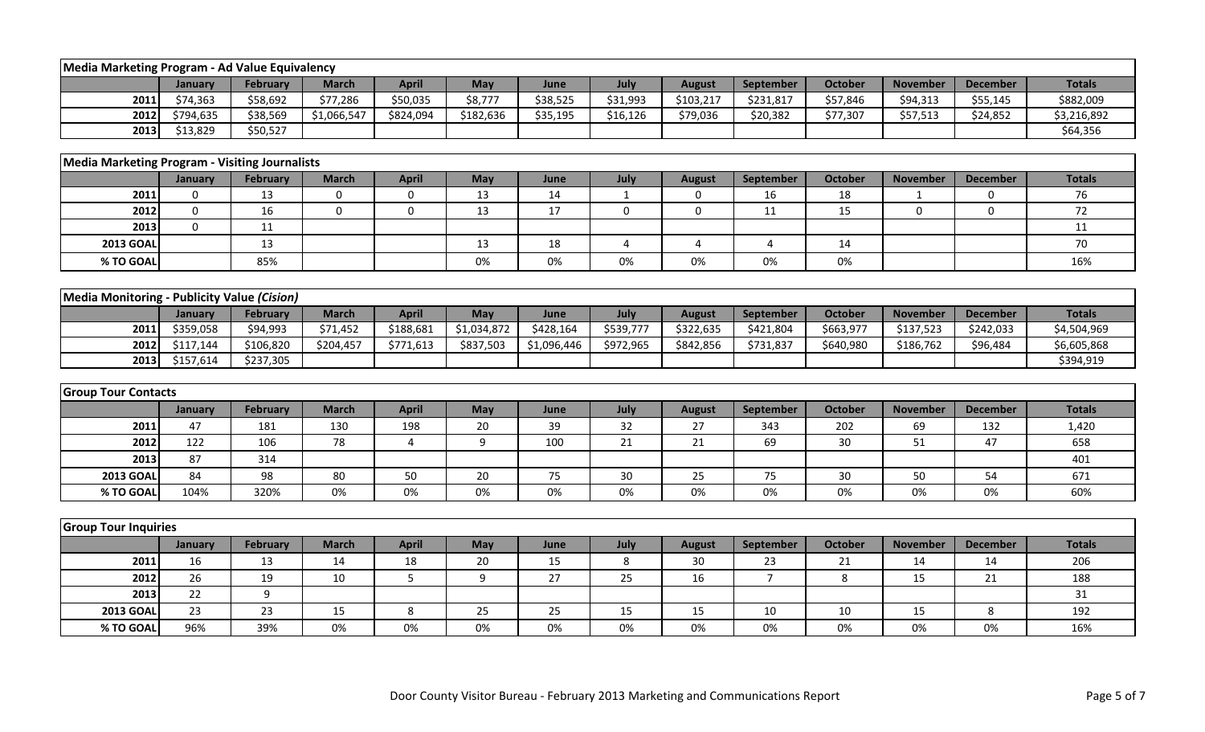| Media Marketing Program - Ad Value Equivalency | | | | | | | | | | | | | |
|---|---|---|---|---|---|---|---|---|---|---|---|---|---|
| | January | February | March | April | May | June | July | August | September | October | November | December | Totals |
| 2011 | $74,363 | $58,692 | $77,286 | $50,035 | $8,777 | $38,525 | $31,993 | $103,217 | $231,817 | $57,846 | $94,313 | $55,145 | $882,009 |
| 2012 | $794,635 | $38,569 | $1,066,547 | $824,094 | $182,636 | $35,195 | $16,126 | $79,036 | $20,382 | $77,307 | $57,513 | $24,852 | $3,216,892 |
| 2013 | $13,829 | $50,527 | | | | | | | | | | | $64,356 |

| Media Marketing Program - Visiting Journalists | | | | | | | | | | | | | |
|---|---|---|---|---|---|---|---|---|---|---|---|---|---|
| | January | February | March | April | May | June | July | August | September | October | November | December | Totals |
| 2011 | 0 | 13 | 0 | 0 | 13 | 14 | 1 | 0 | 16 | 18 | 1 | 0 | 76 |
| 2012 | 0 | 16 | 0 | 0 | 13 | 17 | 0 | 0 | 11 | 15 | 0 | 0 | 72 |
| 2013 | 0 | 11 | | | | | | | | | | | 11 |
| 2013 GOAL | | 13 | | | 13 | 18 | 4 | 4 | 4 | 14 | | | 70 |
| % TO GOAL | | 85% | | | 0% | 0% | 0% | 0% | 0% | 0% | | | 16% |

| Media Monitoring - Publicity Value *(Cision)* | | | | | | | | | | | | | |
|---|---|---|---|---|---|---|---|---|---|---|---|---|---|
| | January | February | March | April | May | June | July | August | September | October | November | December | Totals |
| 2011 | $359,058 | $94,993 | $71,452 | $188,681 | $1,034,872 | $428,164 | $539,777 | $322,635 | $421,804 | $663,977 | $137,523 | $242,033 | $4,504,969 |
| 2012 | $117,144 | $106,820 | $204,457 | $771,613 | $837,503 | $1,096,446 | $972,965 | $842,856 | $731,837 | $640,980 | $186,762 | $96,484 | $6,605,868 |
| 2013 | $157,614 | $237,305 | | | | | | | | | | | $394,919 |

| Group Tour Contacts | | | | | | | | | | | | | |
|---|---|---|---|---|---|---|---|---|---|---|---|---|---|
| | January | February | March | April | May | June | July | August | September | October | November | December | Totals |
| 2011 | 47 | 181 | 130 | 198 | 20 | 39 | 32 | 27 | 343 | 202 | 69 | 132 | 1,420 |
| 2012 | 122 | 106 | 78 | 4 | 9 | 100 | 21 | 21 | 69 | 30 | 51 | 47 | 658 |
| 2013 | 87 | 314 | | | | | | | | | | | 401 |
| 2013 GOAL | 84 | 98 | 80 | 50 | 20 | 75 | 30 | 25 | 75 | 30 | 50 | 54 | 671 |
| % TO GOAL | 104% | 320% | 0% | 0% | 0% | 0% | 0% | 0% | 0% | 0% | 0% | 0% | 60% |

| Group Tour Inquiries | | | | | | | | | | | | | |
|---|---|---|---|---|---|---|---|---|---|---|---|---|---|
| | January | February | March | April | May | June | July | August | September | October | November | December | Totals |
| 2011 | 16 | 13 | 14 | 18 | 20 | 15 | 8 | 30 | 23 | 21 | 14 | 14 | 206 |
| 2012 | 26 | 19 | 10 | 5 | 9 | 27 | 25 | 16 | 7 | 8 | 15 | 21 | 188 |
| 2013 | 22 | 9 | | | | | | | | | | | 31 |
| 2013 GOAL | 23 | 23 | 15 | 8 | 25 | 25 | 15 | 15 | 10 | 10 | 15 | 8 | 192 |
| % TO GOAL | 96% | 39% | 0% | 0% | 0% | 0% | 0% | 0% | 0% | 0% | 0% | 0% | 16% |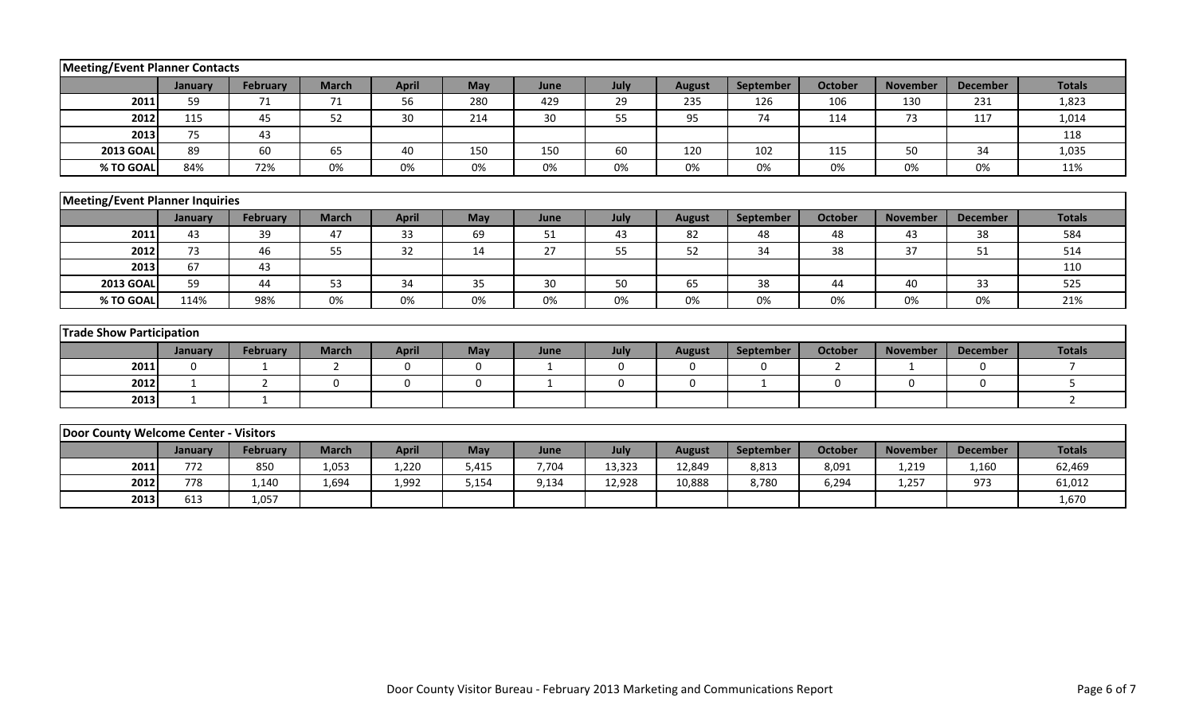| Meeting/Event Planner Contacts | | | | | | | | | | | | | |
|---|---|---|---|---|---|---|---|---|---|---|---|---|---|
| | January | February | March | April | May | June | July | August | September | October | November | December | Totals |
| 2011 | 59 | 71 | 71 | 56 | 280 | 429 | 29 | 235 | 126 | 106 | 130 | 231 | 1,823 |
| 2012 | 115 | 45 | 52 | 30 | 214 | 30 | 55 | 95 | 74 | 114 | 73 | 117 | 1,014 |
| 2013 | 75 | 43 | | | | | | | | | | | 118 |
| 2013 GOAL | 89 | 60 | 65 | 40 | 150 | 150 | 60 | 120 | 102 | 115 | 50 | 34 | 1,035 |
| % TO GOAL | 84% | 72% | 0% | 0% | 0% | 0% | 0% | 0% | 0% | 0% | 0% | 0% | 11% |

| Meeting/Event Planner Inquiries | | | | | | | | | | | | | |
|---|---|---|---|---|---|---|---|---|---|---|---|---|---|
| | January | February | March | April | May | June | July | August | September | October | November | December | Totals |
| 2011 | 43 | 39 | 47 | 33 | 69 | 51 | 43 | 82 | 48 | 48 | 43 | 38 | 584 |
| 2012 | 73 | 46 | 55 | 32 | 14 | 27 | 55 | 52 | 34 | 38 | 37 | 51 | 514 |
| 2013 | 67 | 43 | | | | | | | | | | | 110 |
| 2013 GOAL | 59 | 44 | 53 | 34 | 35 | 30 | 50 | 65 | 38 | 44 | 40 | 33 | 525 |
| % TO GOAL | 114% | 98% | 0% | 0% | 0% | 0% | 0% | 0% | 0% | 0% | 0% | 0% | 21% |

| Trade Show Participation | | | | | | | | | | | | | |
|---|---|---|---|---|---|---|---|---|---|---|---|---|---|
| | January | February | March | April | May | June | July | August | September | October | November | December | Totals |
| 2011 | 0 | 1 | 2 | 0 | 0 | 1 | 0 | 0 | 0 | 2 | 1 | 0 | 7 |
| 2012 | 1 | 2 | 0 | 0 | 0 | 1 | 0 | 0 | 1 | 0 | 0 | 0 | 5 |
| 2013 | 1 | 1 | | | | | | | | | | | 2 |

| Door County Welcome Center - Visitors | | | | | | | | | | | | | |
|---|---|---|---|---|---|---|---|---|---|---|---|---|---|
| | January | February | March | April | May | June | July | August | September | October | November | December | Totals |
| 2011 | 772 | 850 | 1,053 | 1,220 | 5,415 | 7,704 | 13,323 | 12,849 | 8,813 | 8,091 | 1,219 | 1,160 | 62,469 |
| 2012 | 778 | 1,140 | 1,694 | 1,992 | 5,154 | 9,134 | 12,928 | 10,888 | 8,780 | 6,294 | 1,257 | 973 | 61,012 |
| 2013 | 613 | 1,057 | | | | | | | | | | | 1,670 |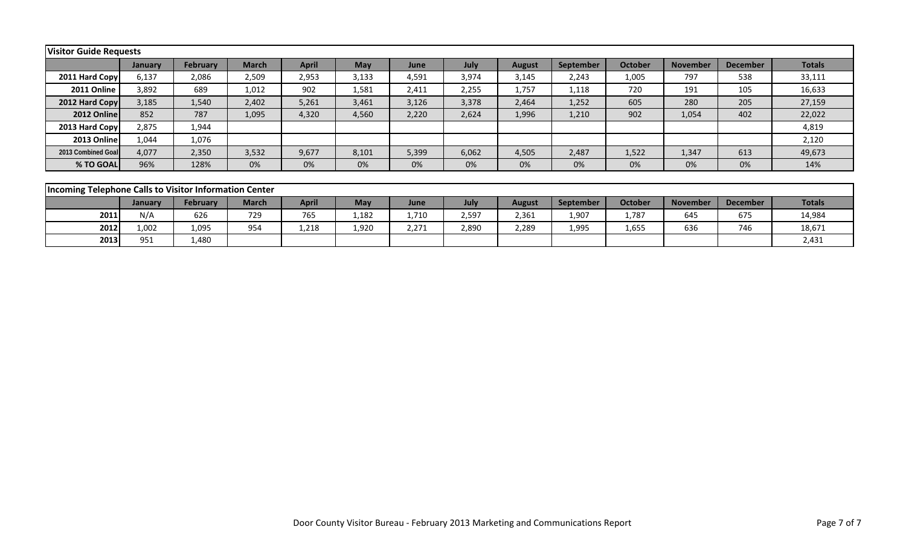| Visitor Guide Requests | | | | | | | | | | | | | |
|---|---|---|---|---|---|---|---|---|---|---|---|---|---|
| | January | February | March | April | May | June | July | August | September | October | November | December | Totals |
| 2011 Hard Copy | 6,137 | 2,086 | 2,509 | 2,953 | 3,133 | 4,591 | 3,974 | 3,145 | 2,243 | 1,005 | 797 | 538 | 33,111 |
| 2011 Online | 3,892 | 689 | 1,012 | 902 | 1,581 | 2,411 | 2,255 | 1,757 | 1,118 | 720 | 191 | 105 | 16,633 |
| 2012 Hard Copy | 3,185 | 1,540 | 2,402 | 5,261 | 3,461 | 3,126 | 3,378 | 2,464 | 1,252 | 605 | 280 | 205 | 27,159 |
| 2012 Online | 852 | 787 | 1,095 | 4,320 | 4,560 | 2,220 | 2,624 | 1,996 | 1,210 | 902 | 1,054 | 402 | 22,022 |
| 2013 Hard Copy | 2,875 | 1,944 | | | | | | | | | | | 4,819 |
| 2013 Online | 1,044 | 1,076 | | | | | | | | | | | 2,120 |
| 2013 Combined Goal | 4,077 | 2,350 | 3,532 | 9,677 | 8,101 | 5,399 | 6,062 | 4,505 | 2,487 | 1,522 | 1,347 | 613 | 49,673 |
| % TO GOAL | 96% | 128% | 0% | 0% | 0% | 0% | 0% | 0% | 0% | 0% | 0% | 0% | 14% |

| Incoming Telephone Calls to Visitor Information Center | | | | | | | | | | | | | |
|---|---|---|---|---|---|---|---|---|---|---|---|---|---|
| | January | February | March | April | May | June | July | August | September | October | November | December | Totals |
| 2011 | N/A | 626 | 729 | 765 | 1,182 | 1,710 | 2,597 | 2,361 | 1,907 | 1,787 | 645 | 675 | 14,984 |
| 2012 | 1,002 | 1,095 | 954 | 1,218 | 1,920 | 2,271 | 2,890 | 2,289 | 1,995 | 1,655 | 636 | 746 | 18,671 |
| 2013 | 951 | 1,480 | | | | | | | | | | | 2,431 |

Door County Visitor Bureau - February 2013 Marketing and Communications Report